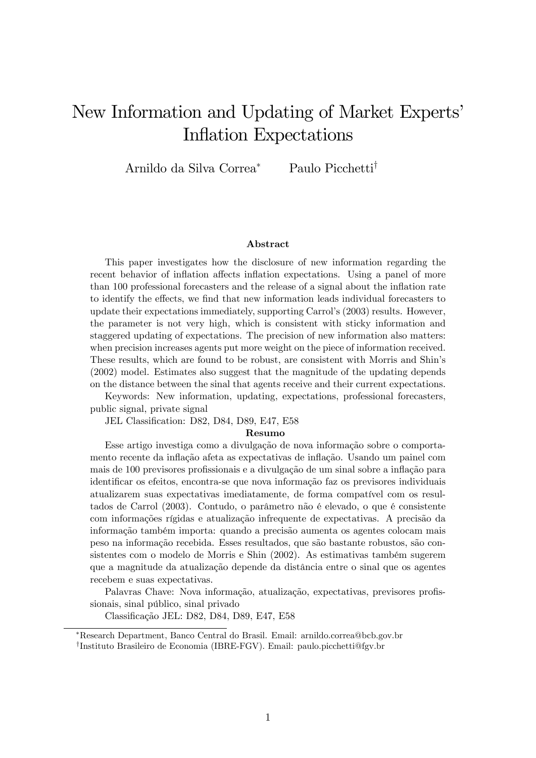# New Information and Updating of Market Experts' Inflation Expectations

Arnildo da Silva Correa[*] Paulo Picchetti[†]

### Abstract

This paper investigates how the disclosure of new information regarding the recent behavior of inflation affects inflation expectations. Using a panel of more than 100 professional forecasters and the release of a signal about the inflation rate to identify the effects, we find that new information leads individual forecasters to update their expectations immediately, supporting Carrol's (2003) results. However, the parameter is not very high, which is consistent with sticky information and staggered updating of expectations. The precision of new information also matters: when precision increases agents put more weight on the piece of information received. These results, which are found to be robust, are consistent with Morris and Shin's (2002) model. Estimates also suggest that the magnitude of the updating depends on the distance between the sinal that agents receive and their current expectations.

Keywords: New information, updating, expectations, professional forecasters, public signal, private signal

JEL Classification: D82, D84, D89, E47, E58

### Resumo

Esse artigo investiga como a divulgação de nova informação sobre o comportamento recente da inflação afeta as expectativas de inflação. Usando um painel com mais de 100 previsores profissionais e a divulgação de um sinal sobre a inflação para identificar os efeitos, encontra-se que nova informação faz os previsores individuais atualizarem suas expectativas imediatamente, de forma compatível com os resultados de Carrol (2003). Contudo, o parâmetro não é elevado, o que é consistente com informações rígidas e atualização infrequente de expectativas. A precisão da informação também importa: quando a precisão aumenta os agentes colocam mais peso na informação recebida. Esses resultados, que são bastante robustos, são consistentes com o modelo de Morris e Shin (2002). As estimativas também sugerem que a magnitude da atualização depende da distância entre o sinal que os agentes recebem e suas expectativas.

Palavras Chave: Nova informação, atualização, expectativas, previsores profissionais, sinal público, sinal privado

Classificação JEL: D82, D84, D89, E47, E58

---

[*] Research Department, Banco Central do Brasil. Email: arnildo.correa@bcb.gov.br

[†] Instituto Brasileiro de Economia (IBRE-FGV). Email: paulo.picchetti@fgv.br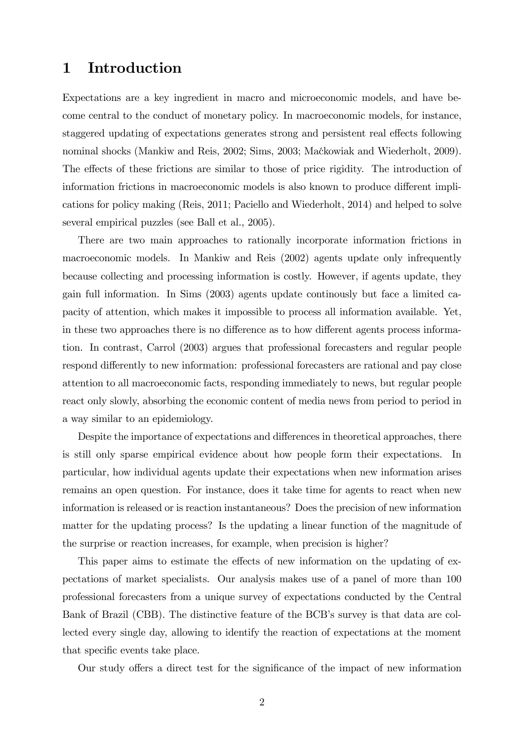# 1 Introduction

Expectations are a key ingredient in macro and microeconomic models, and have become central to the conduct of monetary policy. In macroeconomic models, for instance, staggered updating of expectations generates strong and persistent real effects following nominal shocks (Mankiw and Reis, 2002; Sims, 2003; Maćkowiak and Wiederholt, 2009). The effects of these frictions are similar to those of price rigidity. The introduction of information frictions in macroeconomic models is also known to produce different implications for policy making (Reis, 2011; Paciello and Wiederholt, 2014) and helped to solve several empirical puzzles (see Ball et al., 2005).

There are two main approaches to rationally incorporate information frictions in macroeconomic models. In Mankiw and Reis (2002) agents update only infrequently because collecting and processing information is costly. However, if agents update, they gain full information. In Sims (2003) agents update continously but face a limited capacity of attention, which makes it impossible to process all information available. Yet, in these two approaches there is no difference as to how different agents process information. In contrast, Carrol (2003) argues that professional forecasters and regular people respond differently to new information: professional forecasters are rational and pay close attention to all macroeconomic facts, responding immediately to news, but regular people react only slowly, absorbing the economic content of media news from period to period in a way similar to an epidemiology.

Despite the importance of expectations and differences in theoretical approaches, there is still only sparse empirical evidence about how people form their expectations. In particular, how individual agents update their expectations when new information arises remains an open question. For instance, does it take time for agents to react when new information is released or is reaction instantaneous? Does the precision of new information matter for the updating process? Is the updating a linear function of the magnitude of the surprise or reaction increases, for example, when precision is higher?

This paper aims to estimate the effects of new information on the updating of expectations of market specialists. Our analysis makes use of a panel of more than 100 professional forecasters from a unique survey of expectations conducted by the Central Bank of Brazil (CBB). The distinctive feature of the BCB's survey is that data are collected every single day, allowing to identify the reaction of expectations at the moment that specific events take place.

Our study offers a direct test for the significance of the impact of new information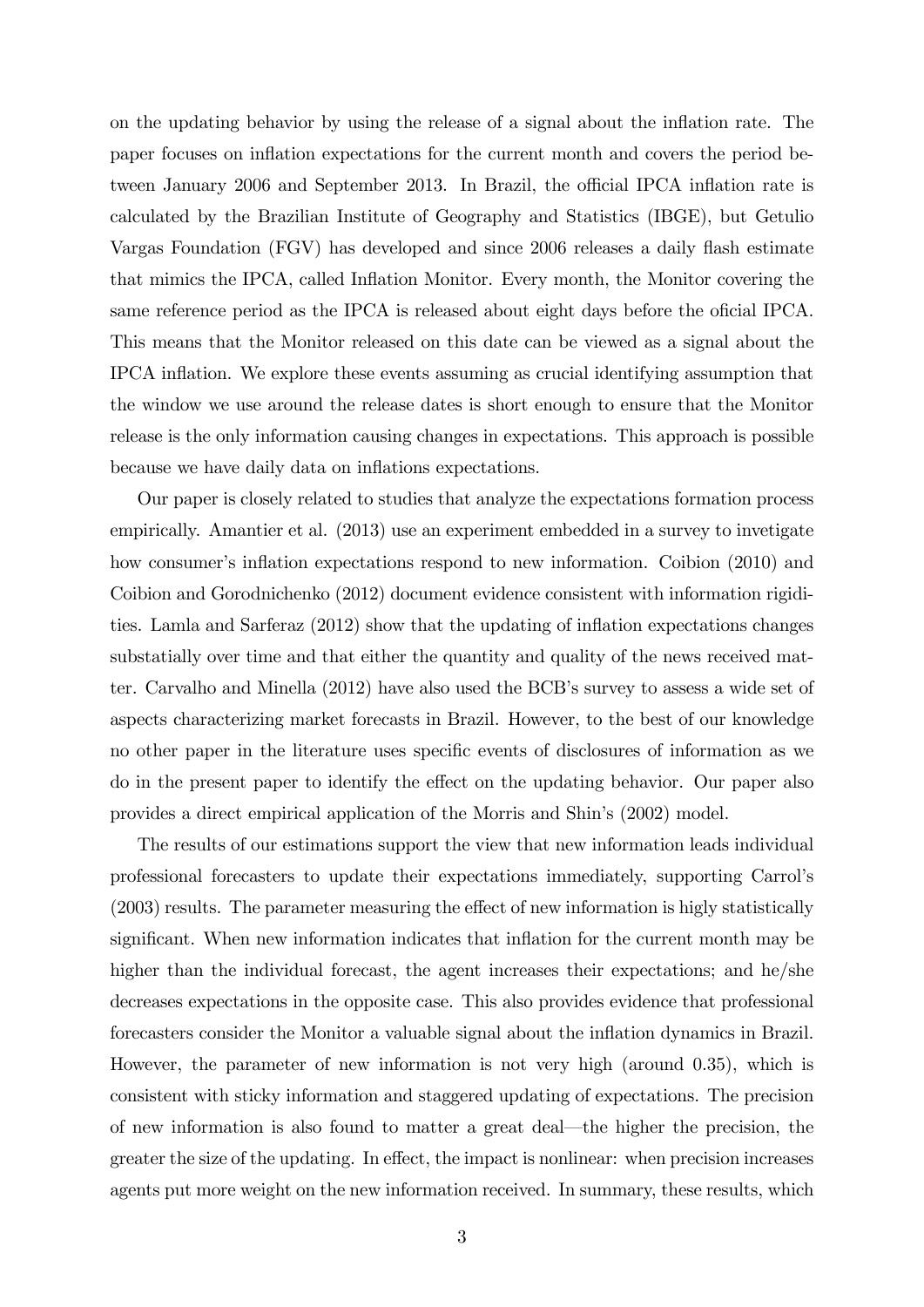on the updating behavior by using the release of a signal about the inflation rate. The paper focuses on inflation expectations for the current month and covers the period between January 2006 and September 2013. In Brazil, the official IPCA inflation rate is calculated by the Brazilian Institute of Geography and Statistics (IBGE), but Getulio Vargas Foundation (FGV) has developed and since 2006 releases a daily flash estimate that mimics the IPCA, called Inflation Monitor. Every month, the Monitor covering the same reference period as the IPCA is released about eight days before the oficial IPCA. This means that the Monitor released on this date can be viewed as a signal about the IPCA inflation. We explore these events assuming as crucial identifying assumption that the window we use around the release dates is short enough to ensure that the Monitor release is the only information causing changes in expectations. This approach is possible because we have daily data on inflations expectations.

Our paper is closely related to studies that analyze the expectations formation process empirically. Amantier et al. (2013) use an experiment embedded in a survey to invetigate how consumer's inflation expectations respond to new information. Coibion (2010) and Coibion and Gorodnichenko (2012) document evidence consistent with information rigidities. Lamla and Sarferaz (2012) show that the updating of inflation expectations changes substatially over time and that either the quantity and quality of the news received matter. Carvalho and Minella (2012) have also used the BCB's survey to assess a wide set of aspects characterizing market forecasts in Brazil. However, to the best of our knowledge no other paper in the literature uses specific events of disclosures of information as we do in the present paper to identify the effect on the updating behavior. Our paper also provides a direct empirical application of the Morris and Shin's (2002) model.

The results of our estimations support the view that new information leads individual professional forecasters to update their expectations immediately, supporting Carrol's (2003) results. The parameter measuring the effect of new information is higly statistically significant. When new information indicates that inflation for the current month may be higher than the individual forecast, the agent increases their expectations; and he/she decreases expectations in the opposite case. This also provides evidence that professional forecasters consider the Monitor a valuable signal about the inflation dynamics in Brazil. However, the parameter of new information is not very high (around 0.35), which is consistent with sticky information and staggered updating of expectations. The precision of new information is also found to matter a great deal—the higher the precision, the greater the size of the updating. In effect, the impact is nonlinear: when precision increases agents put more weight on the new information received. In summary, these results, which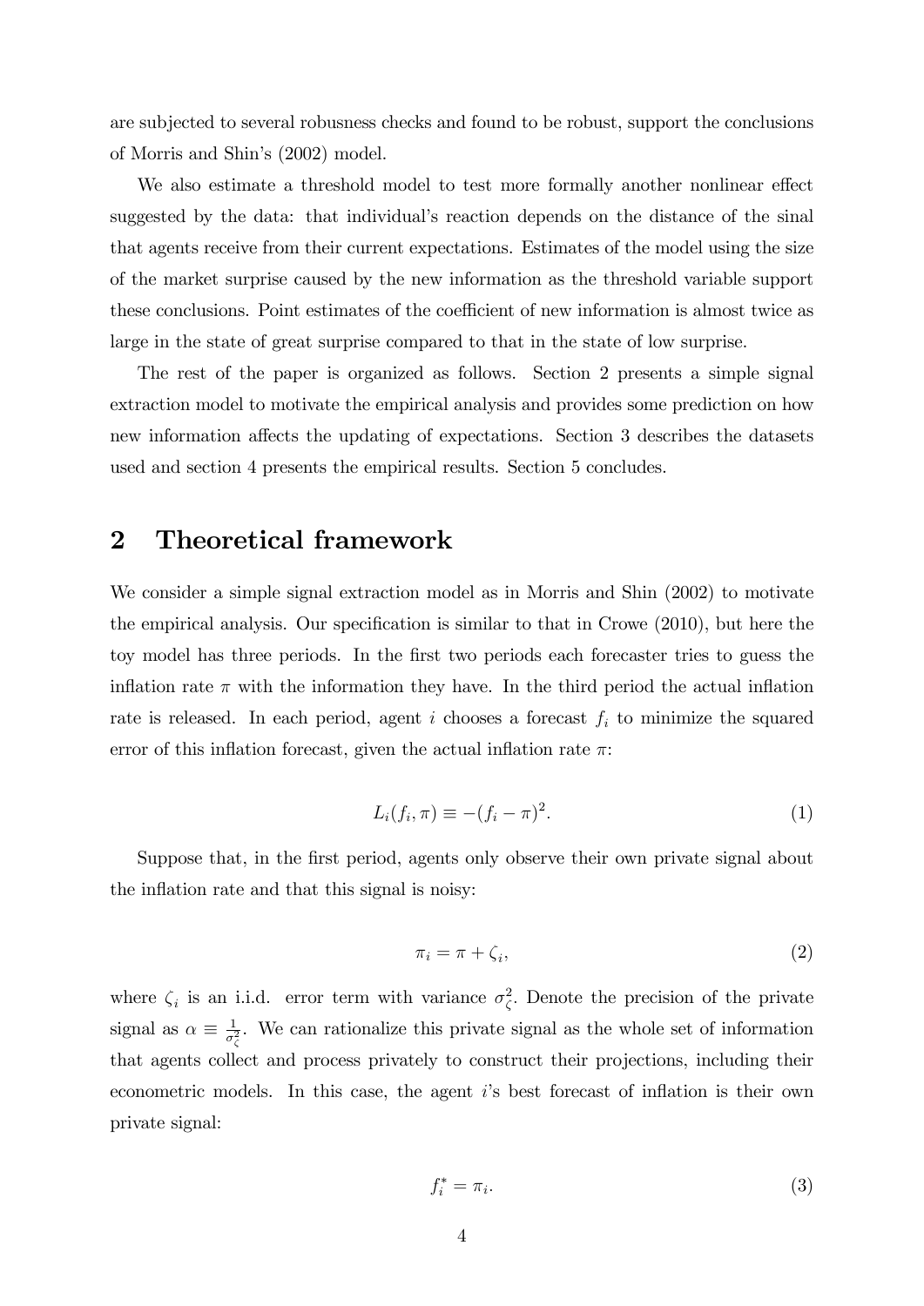are subjected to several robusness checks and found to be robust, support the conclusions of Morris and Shin's (2002) model.

We also estimate a threshold model to test more formally another nonlinear effect suggested by the data: that individual's reaction depends on the distance of the sinal that agents receive from their current expectations. Estimates of the model using the size of the market surprise caused by the new information as the threshold variable support these conclusions. Point estimates of the coefficient of new information is almost twice as large in the state of great surprise compared to that in the state of low surprise.

The rest of the paper is organized as follows. Section 2 presents a simple signal extraction model to motivate the empirical analysis and provides some prediction on how new information affects the updating of expectations. Section 3 describes the datasets used and section 4 presents the empirical results. Section 5 concludes.

## 2 Theoretical framework

We consider a simple signal extraction model as in Morris and Shin (2002) to motivate the empirical analysis. Our specification is similar to that in Crowe (2010), but here the toy model has three periods. In the first two periods each forecaster tries to guess the inflation rate $\pi$ with the information they have. In the third period the actual inflation rate is released. In each period, agent $i$ chooses a forecast $f_i$ to minimize the squared error of this inflation forecast, given the actual inflation rate $\pi$:

$$L_i(f_i, \pi) \equiv -(f_i - \pi)^2. \tag{1}$$

Suppose that, in the first period, agents only observe their own private signal about the inflation rate and that this signal is noisy:

$$\pi_i = \pi + \zeta_i, \tag{2}$$

where $\zeta_i$ is an i.i.d. error term with variance $\sigma_\zeta^2$. Denote the precision of the private signal as $\alpha \equiv \frac{1}{\sigma_\zeta^2}$. We can rationalize this private signal as the whole set of information that agents collect and process privately to construct their projections, including their econometric models. In this case, the agent $i$'s best forecast of inflation is their own private signal:

$$f_i^* = \pi_i. \tag{3}$$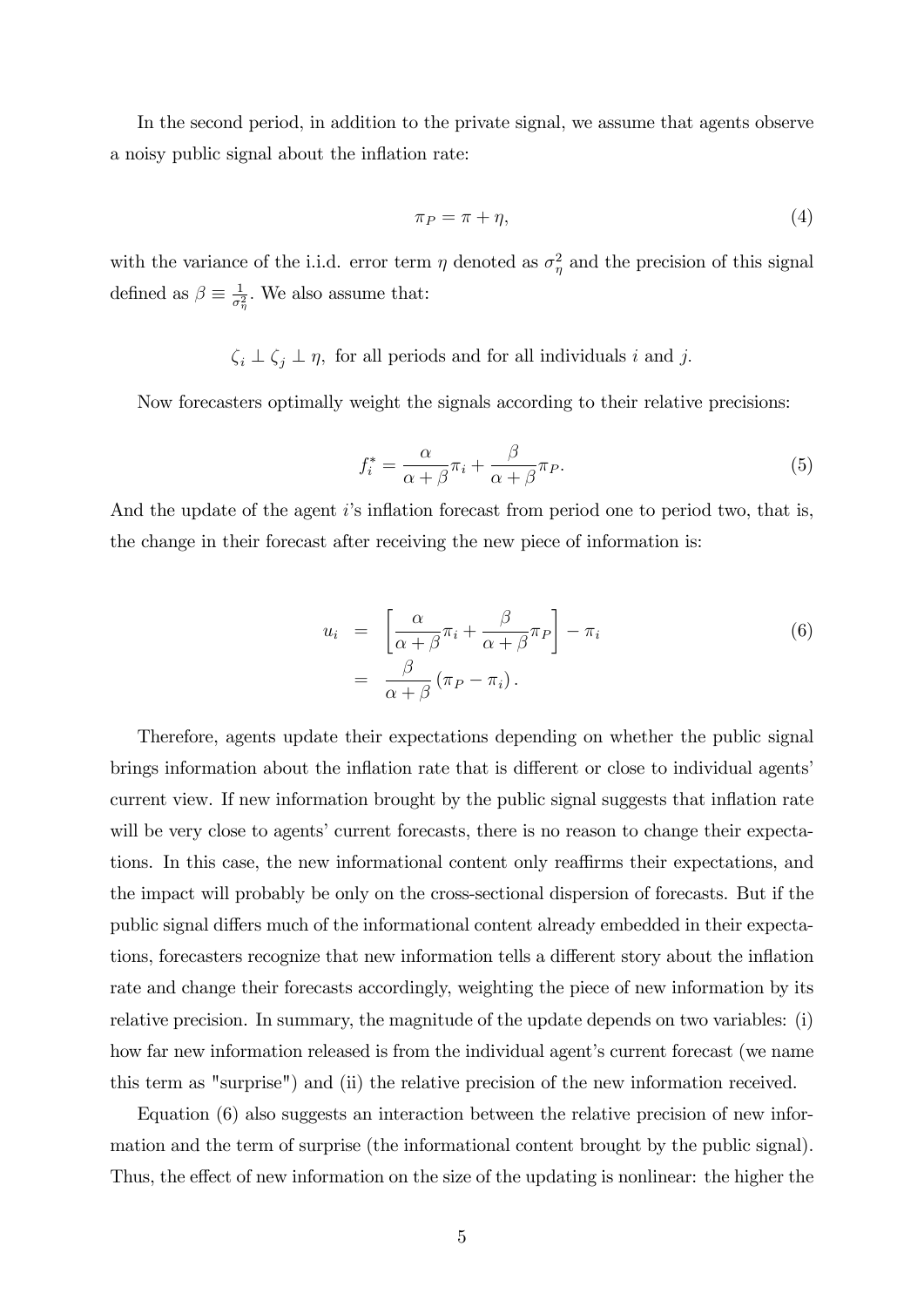In the second period, in addition to the private signal, we assume that agents observe a noisy public signal about the inflation rate:

$$\pi_P = \pi + \eta, \tag{4}$$

with the variance of the i.i.d. error term $\eta$ denoted as $\sigma_\eta^2$ and the precision of this signal defined as $\beta \equiv \frac{1}{\sigma_\eta^2}$. We also assume that:

$$\zeta_i \perp \zeta_j \perp \eta, \text{ for all periods and for all individuals } i \text{ and } j.$$

Now forecasters optimally weight the signals according to their relative precisions:

$$f_i^* = \frac{\alpha}{\alpha+\beta}\pi_i + \frac{\beta}{\alpha+\beta}\pi_P. \tag{5}$$

And the update of the agent $i$'s inflation forecast from period one to period two, that is, the change in their forecast after receiving the new piece of information is:

$$\begin{aligned} u_i &= \left[\frac{\alpha}{\alpha+\beta}\pi_i + \frac{\beta}{\alpha+\beta}\pi_P\right] - \pi_i \\ &= \frac{\beta}{\alpha+\beta}\left(\pi_P - \pi_i\right). \end{aligned} \tag{6}$$

Therefore, agents update their expectations depending on whether the public signal brings information about the inflation rate that is different or close to individual agents' current view. If new information brought by the public signal suggests that inflation rate will be very close to agents' current forecasts, there is no reason to change their expectations. In this case, the new informational content only reaffirms their expectations, and the impact will probably be only on the cross-sectional dispersion of forecasts. But if the public signal differs much of the informational content already embedded in their expectations, forecasters recognize that new information tells a different story about the inflation rate and change their forecasts accordingly, weighting the piece of new information by its relative precision. In summary, the magnitude of the update depends on two variables: (i) how far new information released is from the individual agent's current forecast (we name this term as "surprise") and (ii) the relative precision of the new information received.

Equation (6) also suggests an interaction between the relative precision of new information and the term of surprise (the informational content brought by the public signal). Thus, the effect of new information on the size of the updating is nonlinear: the higher the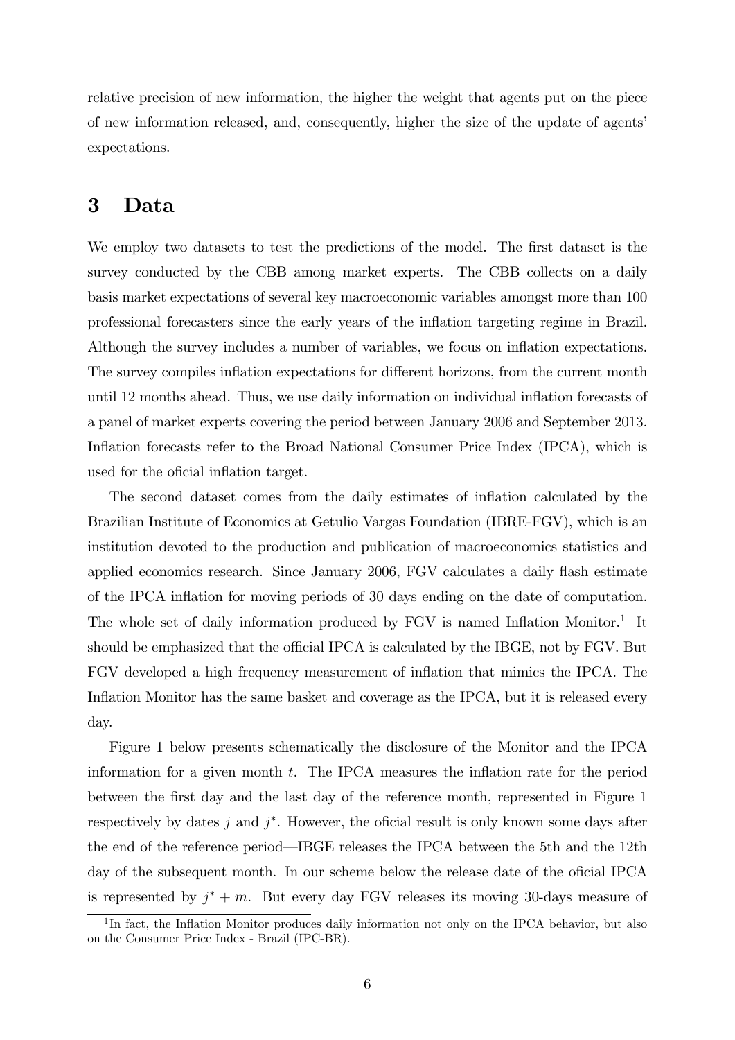relative precision of new information, the higher the weight that agents put on the piece of new information released, and, consequently, higher the size of the update of agents' expectations.

# 3 Data

We employ two datasets to test the predictions of the model. The first dataset is the survey conducted by the CBB among market experts. The CBB collects on a daily basis market expectations of several key macroeconomic variables amongst more than 100 professional forecasters since the early years of the inflation targeting regime in Brazil. Although the survey includes a number of variables, we focus on inflation expectations. The survey compiles inflation expectations for different horizons, from the current month until 12 months ahead. Thus, we use daily information on individual inflation forecasts of a panel of market experts covering the period between January 2006 and September 2013. Inflation forecasts refer to the Broad National Consumer Price Index (IPCA), which is used for the oficial inflation target.

The second dataset comes from the daily estimates of inflation calculated by the Brazilian Institute of Economics at Getulio Vargas Foundation (IBRE-FGV), which is an institution devoted to the production and publication of macroeconomics statistics and applied economics research. Since January 2006, FGV calculates a daily flash estimate of the IPCA inflation for moving periods of 30 days ending on the date of computation. The whole set of daily information produced by FGV is named Inflation Monitor.[1] It should be emphasized that the official IPCA is calculated by the IBGE, not by FGV. But FGV developed a high frequency measurement of inflation that mimics the IPCA. The Inflation Monitor has the same basket and coverage as the IPCA, but it is released every day.

Figure 1 below presents schematically the disclosure of the Monitor and the IPCA information for a given month $t$. The IPCA measures the inflation rate for the period between the first day and the last day of the reference month, represented in Figure 1 respectively by dates $j$ and $j^{*}$. However, the oficial result is only known some days after the end of the reference period—IBGE releases the IPCA between the 5th and the 12th day of the subsequent month. In our scheme below the release date of the oficial IPCA is represented by $j^{*}+m$. But every day FGV releases its moving 30-days measure of

[1] In fact, the Inflation Monitor produces daily information not only on the IPCA behavior, but also on the Consumer Price Index - Brazil (IPC-BR).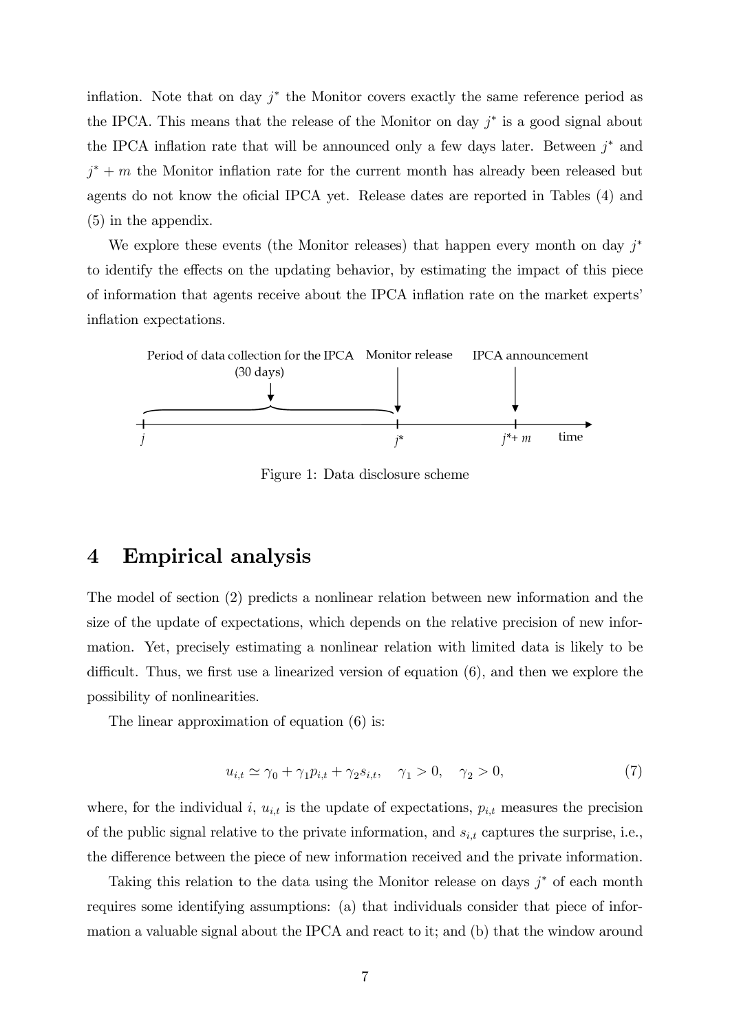inflation. Note that on day $j^*$ the Monitor covers exactly the same reference period as the IPCA. This means that the release of the Monitor on day $j^*$ is a good signal about the IPCA inflation rate that will be announced only a few days later. Between $j^*$ and $j^* + m$ the Monitor inflation rate for the current month has already been released but agents do not know the oficial IPCA yet. Release dates are reported in Tables (4) and (5) in the appendix.

We explore these events (the Monitor releases) that happen every month on day $j^*$ to identify the effects on the updating behavior, by estimating the impact of this piece of information that agents receive about the IPCA inflation rate on the market experts' inflation expectations.

Period of data collection for the IPCA (30 days) | Monitor release | IPCA announcement

$j$ — $j^*$ — $j^* + m$ — time

Figure 1: Data disclosure scheme

# 4 Empirical analysis

The model of section (2) predicts a nonlinear relation between new information and the size of the update of expectations, which depends on the relative precision of new information. Yet, precisely estimating a nonlinear relation with limited data is likely to be difficult. Thus, we first use a linearized version of equation (6), and then we explore the possibility of nonlinearities.

The linear approximation of equation (6) is:

$$u_{i,t} \simeq \gamma_0 + \gamma_1 p_{i,t} + \gamma_2 s_{i,t}, \quad \gamma_1 > 0, \quad \gamma_2 > 0, \tag{7}$$

where, for the individual $i$, $u_{i,t}$ is the update of expectations, $p_{i,t}$ measures the precision of the public signal relative to the private information, and $s_{i,t}$ captures the surprise, i.e., the difference between the piece of new information received and the private information.

Taking this relation to the data using the Monitor release on days $j^*$ of each month requires some identifying assumptions: (a) that individuals consider that piece of information a valuable signal about the IPCA and react to it; and (b) that the window around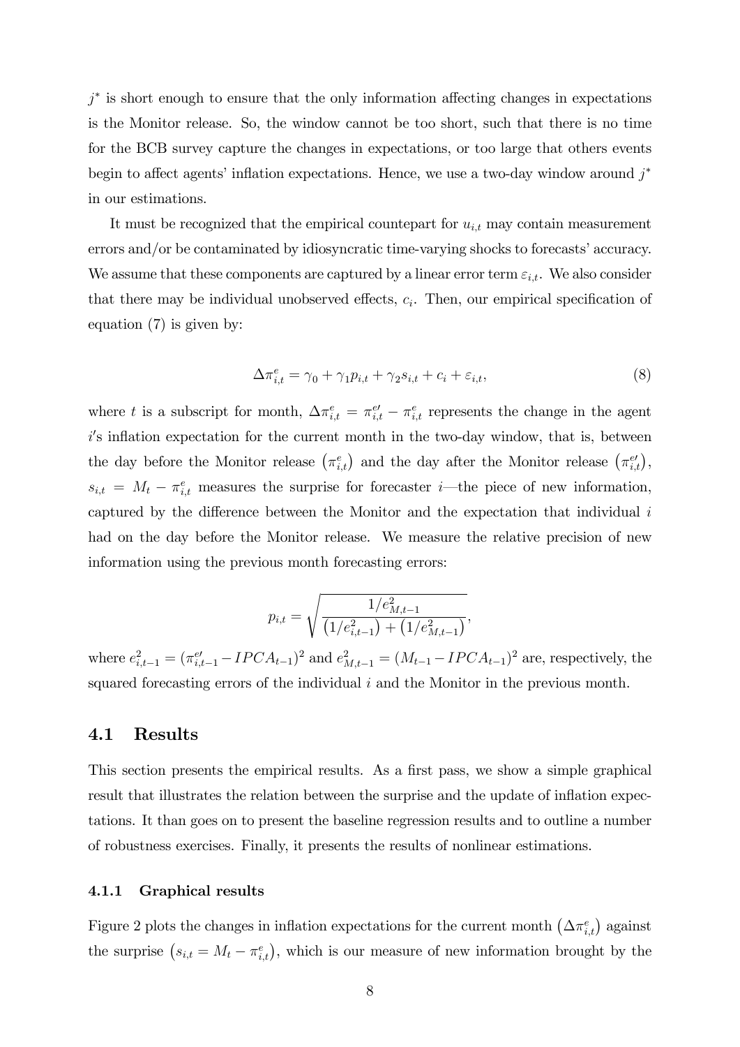$j^*$ is short enough to ensure that the only information affecting changes in expectations is the Monitor release. So, the window cannot be too short, such that there is no time for the BCB survey capture the changes in expectations, or too large that others events begin to affect agents' inflation expectations. Hence, we use a two-day window around $j^*$ in our estimations.

It must be recognized that the empirical countepart for $u_{i,t}$ may contain measurement errors and/or be contaminated by idiosyncratic time-varying shocks to forecasts' accuracy. We assume that these components are captured by a linear error term $\varepsilon_{i,t}$. We also consider that there may be individual unobserved effects, $c_i$. Then, our empirical specification of equation (7) is given by:

$$\Delta\pi^e_{i,t} = \gamma_0 + \gamma_1 p_{i,t} + \gamma_2 s_{i,t} + c_i + \varepsilon_{i,t}, \tag{8}$$

where $t$ is a subscript for month, $\Delta\pi^e_{i,t} = \pi^{e\prime}_{i,t} - \pi^e_{i,t}$ represents the change in the agent $i$'s inflation expectation for the current month in the two-day window, that is, between the day before the Monitor release $\left(\pi^e_{i,t}\right)$ and the day after the Monitor release $\left(\pi^{e\prime}_{i,t}\right)$, $s_{i,t} = M_t - \pi^e_{i,t}$ measures the surprise for forecaster $i$—the piece of new information, captured by the difference between the Monitor and the expectation that individual $i$ had on the day before the Monitor release. We measure the relative precision of new information using the previous month forecasting errors:

$$p_{i,t} = \sqrt{\frac{1/e^2_{M,t-1}}{\left(1/e^2_{i,t-1}\right) + \left(1/e^2_{M,t-1}\right)}},$$

where $e^2_{i,t-1} = (\pi^{e\prime}_{i,t-1} - IPCA_{t-1})^2$ and $e^2_{M,t-1} = (M_{t-1} - IPCA_{t-1})^2$ are, respectively, the squared forecasting errors of the individual $i$ and the Monitor in the previous month.

## 4.1 Results

This section presents the empirical results. As a first pass, we show a simple graphical result that illustrates the relation between the surprise and the update of inflation expectations. It than goes on to present the baseline regression results and to outline a number of robustness exercises. Finally, it presents the results of nonlinear estimations.

### 4.1.1 Graphical results

Figure 2 plots the changes in inflation expectations for the current month $\left(\Delta\pi^e_{i,t}\right)$ against the surprise $\left(s_{i,t} = M_t - \pi^e_{i,t}\right)$, which is our measure of new information brought by the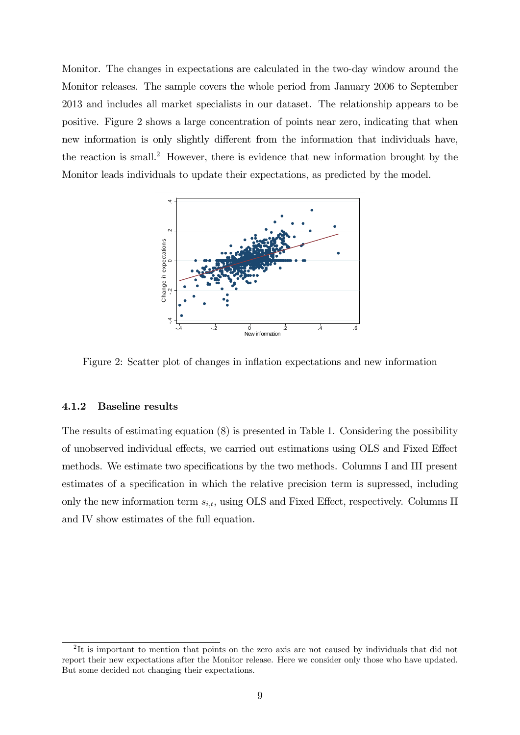Monitor. The changes in expectations are calculated in the two-day window around the Monitor releases. The sample covers the whole period from January 2006 to September 2013 and includes all market specialists in our dataset. The relationship appears to be positive. Figure 2 shows a large concentration of points near zero, indicating that when new information is only slightly different from the information that individuals have, the reaction is small.[2] However, there is evidence that new information brought by the Monitor leads individuals to update their expectations, as predicted by the model.

Figure 2: Scatter plot of changes in inflation expectations and new information

### 4.1.2 Baseline results

The results of estimating equation (8) is presented in Table 1. Considering the possibility of unobserved individual effects, we carried out estimations using OLS and Fixed Effect methods. We estimate two specifications by the two methods. Columns I and III present estimates of a specification in which the relative precision term is supressed, including only the new information term $s_{i,t}$, using OLS and Fixed Effect, respectively. Columns II and IV show estimates of the full equation.

[2] It is important to mention that points on the zero axis are not caused by individuals that did not report their new expectations after the Monitor release. Here we consider only those who have updated. But some decided not changing their expectations.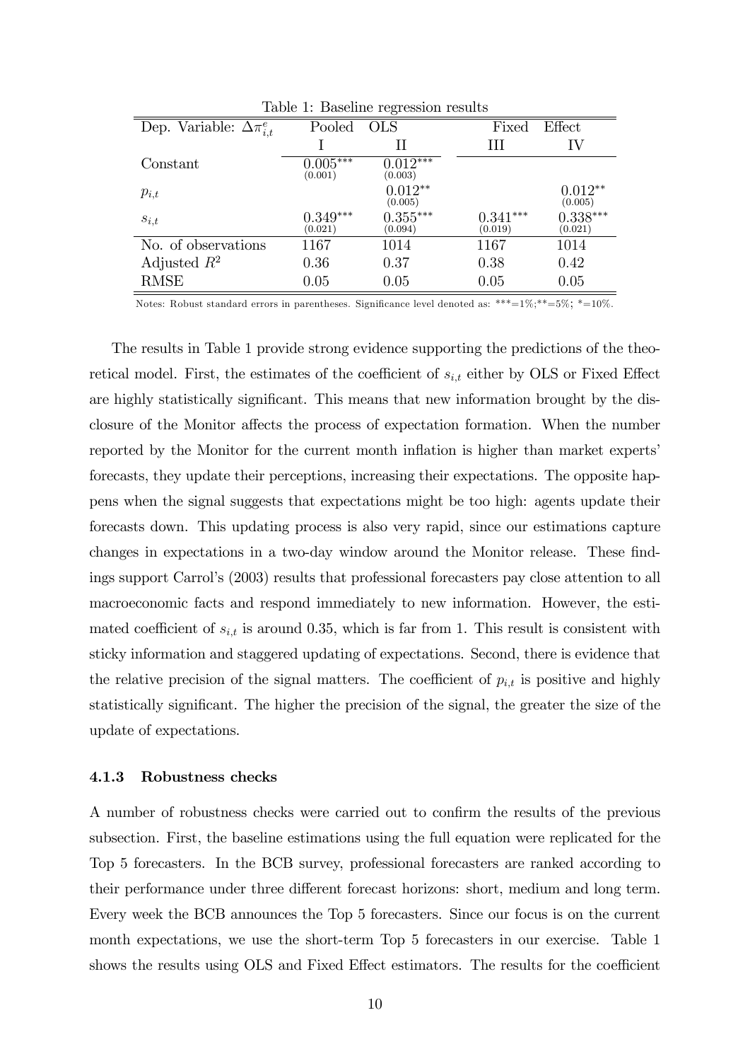Table 1: Baseline regression results

| Dep. Variable: $\Delta\pi^e_{i,t}$ | Pooled OLS | | Fixed Effect | |
|---|---|---|---|---|
| | I | II | III | IV |
| Constant | $0.005^{***}$ (0.001) | $0.012^{***}$ (0.003) | | |
| $p_{i,t}$ | | $0.012^{**}$ (0.005) | | $0.012^{**}$ (0.005) |
| $s_{i,t}$ | $0.349^{***}$ (0.021) | $0.355^{***}$ (0.094) | $0.341^{***}$ (0.019) | $0.338^{***}$ (0.021) |
| No. of observations | 1167 | 1014 | 1167 | 1014 |
| Adjusted $R^2$ | 0.36 | 0.37 | 0.38 | 0.42 |
| RMSE | 0.05 | 0.05 | 0.05 | 0.05 |

Notes: Robust standard errors in parentheses. Significance level denoted as: ***=1%;**=5%; *=10%.

The results in Table 1 provide strong evidence supporting the predictions of the theoretical model. First, the estimates of the coefficient of $s_{i,t}$ either by OLS or Fixed Effect are highly statistically significant. This means that new information brought by the disclosure of the Monitor affects the process of expectation formation. When the number reported by the Monitor for the current month inflation is higher than market experts' forecasts, they update their perceptions, increasing their expectations. The opposite happens when the signal suggests that expectations might be too high: agents update their forecasts down. This updating process is also very rapid, since our estimations capture changes in expectations in a two-day window around the Monitor release. These findings support Carrol's (2003) results that professional forecasters pay close attention to all macroeconomic facts and respond immediately to new information. However, the estimated coefficient of $s_{i,t}$ is around 0.35, which is far from 1. This result is consistent with sticky information and staggered updating of expectations. Second, there is evidence that the relative precision of the signal matters. The coefficient of $p_{i,t}$ is positive and highly statistically significant. The higher the precision of the signal, the greater the size of the update of expectations.

#### 4.1.3 Robustness checks

A number of robustness checks were carried out to confirm the results of the previous subsection. First, the baseline estimations using the full equation were replicated for the Top 5 forecasters. In the BCB survey, professional forecasters are ranked according to their performance under three different forecast horizons: short, medium and long term. Every week the BCB announces the Top 5 forecasters. Since our focus is on the current month expectations, we use the short-term Top 5 forecasters in our exercise. Table 1 shows the results using OLS and Fixed Effect estimators. The results for the coefficient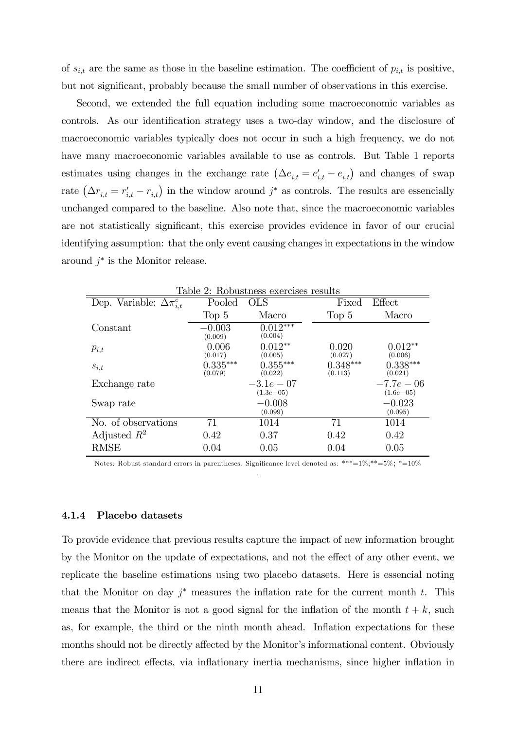of $s_{i,t}$ are the same as those in the baseline estimation. The coefficient of $p_{i,t}$ is positive, but not significant, probably because the small number of observations in this exercise.

Second, we extended the full equation including some macroeconomic variables as controls. As our identification strategy uses a two-day window, and the disclosure of macroeconomic variables typically does not occur in such a high frequency, we do not have many macroeconomic variables available to use as controls. But Table 1 reports estimates using changes in the exchange rate $\left(\Delta e_{i,t} = e'_{i,t} - e_{i,t}\right)$ and changes of swap rate $\left(\Delta r_{i,t} = r'_{i,t} - r_{i,t}\right)$ in the window around $j^*$ as controls. The results are essencially unchanged compared to the baseline. Also note that, since the macroeconomic variables are not statistically significant, this exercise provides evidence in favor of our crucial identifying assumption: that the only event causing changes in expectations in the window around $j^*$ is the Monitor release.

Table 2: Robustness exercises results

| Dep. Variable: $\Delta\pi^e_{i,t}$ | Pooled OLS | | Fixed Effect | |
|---|---|---|---|---|
| | Top 5 | Macro | Top 5 | Macro |
| Constant | $-0.003$ (0.009) | $0.012^{***}$ (0.004) | | |
| $p_{i,t}$ | 0.006 (0.017) | $0.012^{**}$ (0.005) | 0.020 (0.027) | $0.012^{**}$ (0.006) |
| $s_{i,t}$ | $0.335^{***}$ (0.079) | $0.355^{***}$ (0.022) | $0.348^{***}$ (0.113) | $0.338^{***}$ (0.021) |
| Exchange rate | | $-3.1e-07$ $(1.3e{-}05)$ | | $-7.7e-06$ $(1.6e{-}05)$ |
| Swap rate | | $-0.008$ (0.099) | | $-0.023$ (0.095) |
| No. of observations | 71 | 1014 | 71 | 1014 |
| Adjusted $R^2$ | 0.42 | 0.37 | 0.42 | 0.42 |
| RMSE | 0.04 | 0.05 | 0.04 | 0.05 |

Notes: Robust standard errors in parentheses. Significance level denoted as: ***=1%;**=5%; *=10%

#### 4.1.4 Placebo datasets

To provide evidence that previous results capture the impact of new information brought by the Monitor on the update of expectations, and not the effect of any other event, we replicate the baseline estimations using two placebo datasets. Here is essencial noting that the Monitor on day $j^*$ measures the inflation rate for the current month $t$. This means that the Monitor is not a good signal for the inflation of the month $t + k$, such as, for example, the third or the ninth month ahead. Inflation expectations for these months should not be directly affected by the Monitor's informational content. Obviously there are indirect effects, via inflationary inertia mechanisms, since higher inflation in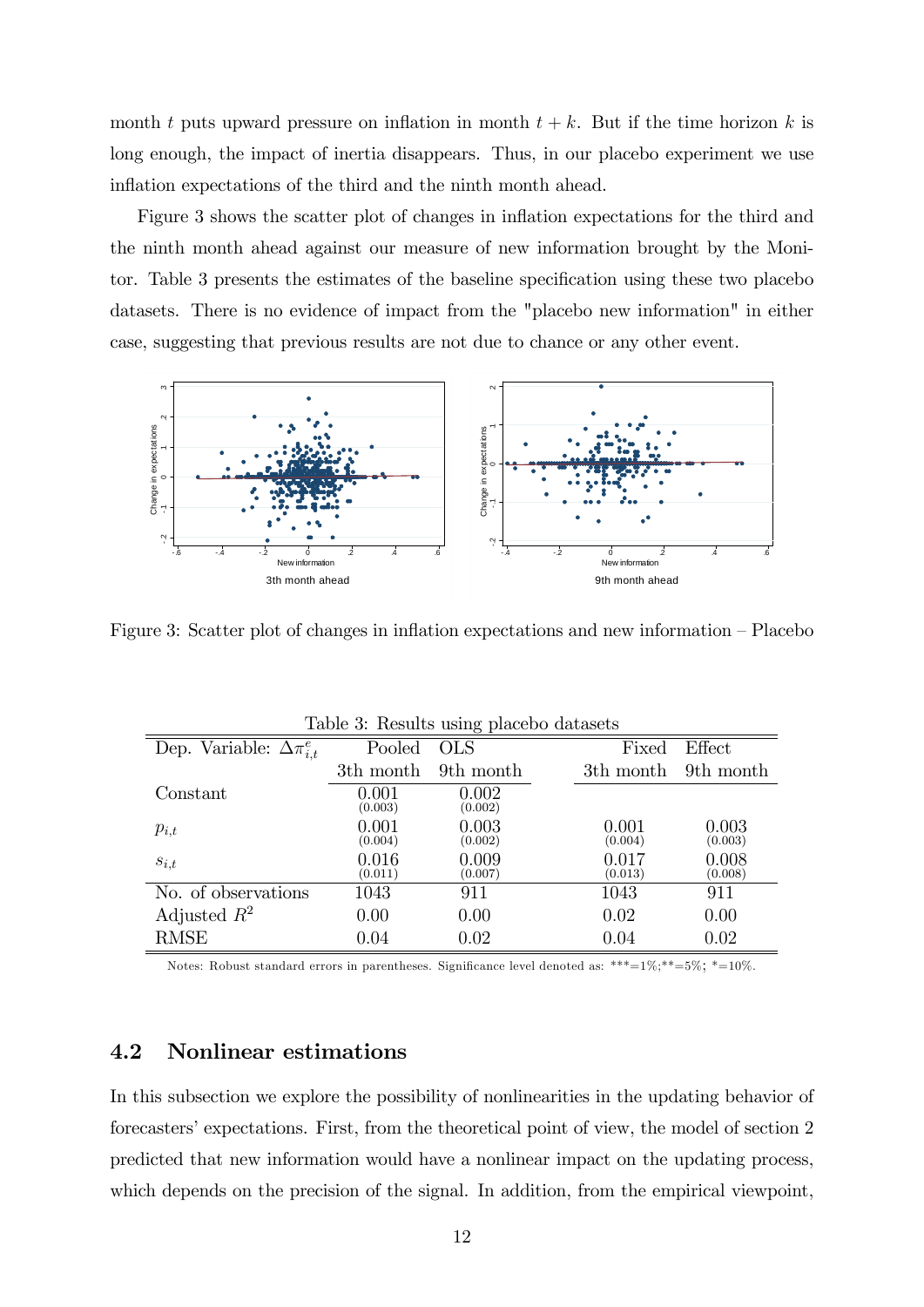month $t$ puts upward pressure on inflation in month $t+k$. But if the time horizon $k$ is long enough, the impact of inertia disappears. Thus, in our placebo experiment we use inflation expectations of the third and the ninth month ahead.

Figure 3 shows the scatter plot of changes in inflation expectations for the third and the ninth month ahead against our measure of new information brought by the Monitor. Table 3 presents the estimates of the baseline specification using these two placebo datasets. There is no evidence of impact from the "placebo new information" in either case, suggesting that previous results are not due to chance or any other event.

Figure 3: Scatter plot of changes in inflation expectations and new information – Placebo

Table 3: Results using placebo datasets

| Dep. Variable: $\Delta\pi^e_{i,t}$ | Pooled OLS | | Fixed Effect | |
|---|---|---|---|---|
| | 3th month | 9th month | 3th month | 9th month |
| Constant | 0.001 (0.003) | 0.002 (0.002) | | |
| $p_{i,t}$ | 0.001 (0.004) | 0.003 (0.002) | 0.001 (0.004) | 0.003 (0.003) |
| $s_{i,t}$ | 0.016 (0.011) | 0.009 (0.007) | 0.017 (0.013) | 0.008 (0.008) |
| No. of observations | 1043 | 911 | 1043 | 911 |
| Adjusted $R^2$ | 0.00 | 0.00 | 0.02 | 0.00 |
| RMSE | 0.04 | 0.02 | 0.04 | 0.02 |

Notes: Robust standard errors in parentheses. Significance level denoted as: ***=1%;**=5%; *=10%.

## 4.2 Nonlinear estimations

In this subsection we explore the possibility of nonlinearities in the updating behavior of forecasters' expectations. First, from the theoretical point of view, the model of section 2 predicted that new information would have a nonlinear impact on the updating process, which depends on the precision of the signal. In addition, from the empirical viewpoint,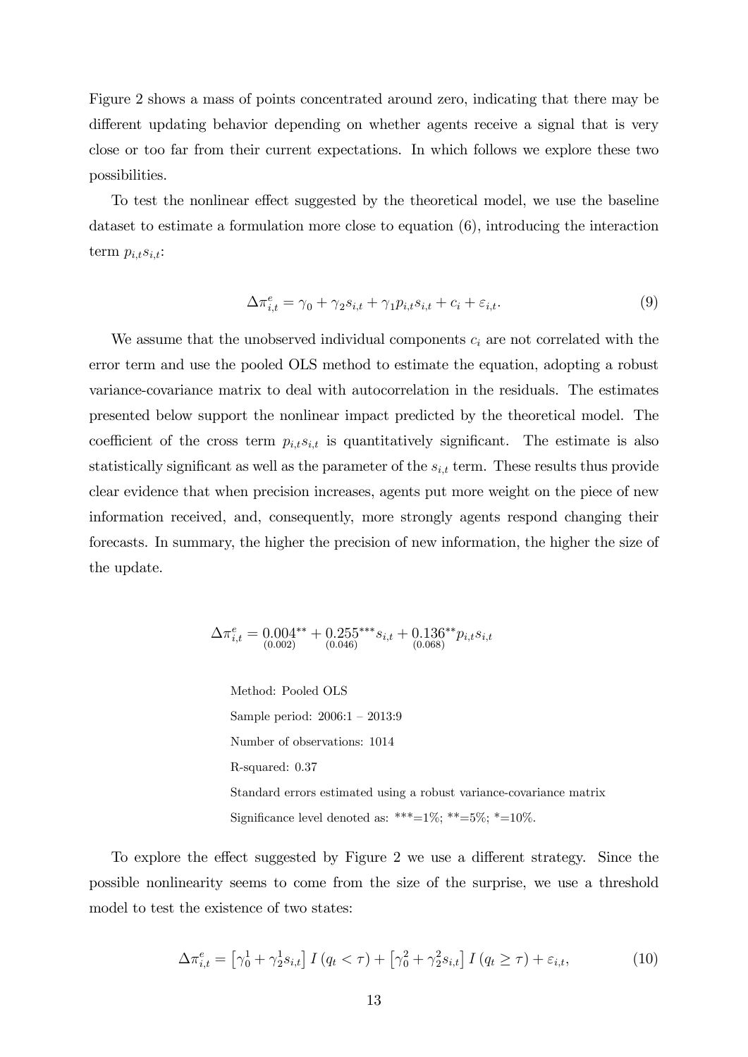Figure 2 shows a mass of points concentrated around zero, indicating that there may be different updating behavior depending on whether agents receive a signal that is very close or too far from their current expectations. In which follows we explore these two possibilities.

To test the nonlinear effect suggested by the theoretical model, we use the baseline dataset to estimate a formulation more close to equation (6), introducing the interaction term $p_{i,t}s_{i,t}$:

$$\Delta\pi_{i,t}^{e} = \gamma_0 + \gamma_2 s_{i,t} + \gamma_1 p_{i,t} s_{i,t} + c_i + \varepsilon_{i,t}. \tag{9}$$

We assume that the unobserved individual components $c_i$ are not correlated with the error term and use the pooled OLS method to estimate the equation, adopting a robust variance-covariance matrix to deal with autocorrelation in the residuals. The estimates presented below support the nonlinear impact predicted by the theoretical model. The coefficient of the cross term $p_{i,t}s_{i,t}$ is quantitatively significant. The estimate is also statistically significant as well as the parameter of the $s_{i,t}$ term. These results thus provide clear evidence that when precision increases, agents put more weight on the piece of new information received, and, consequently, more strongly agents respond changing their forecasts. In summary, the higher the precision of new information, the higher the size of the update.

$$\Delta\pi_{i,t}^{e} = \underset{(0.002)}{0.004^{**}} + \underset{(0.046)}{0.255^{***}} s_{i,t} + \underset{(0.068)}{0.136^{**}} p_{i,t} s_{i,t}$$

Method: Pooled OLS

Sample period: 2006:1 – 2013:9

Number of observations: 1014

R-squared: 0.37

Standard errors estimated using a robust variance-covariance matrix

Significance level denoted as: ***=1%; **=5%; *=10%.

To explore the effect suggested by Figure 2 we use a different strategy. Since the possible nonlinearity seems to come from the size of the surprise, we use a threshold model to test the existence of two states:

$$\Delta\pi_{i,t}^{e} = \left[\gamma_0^1 + \gamma_2^1 s_{i,t}\right] I\left(q_t < \tau\right) + \left[\gamma_0^2 + \gamma_2^2 s_{i,t}\right] I\left(q_t \geq \tau\right) + \varepsilon_{i,t}, \tag{10}$$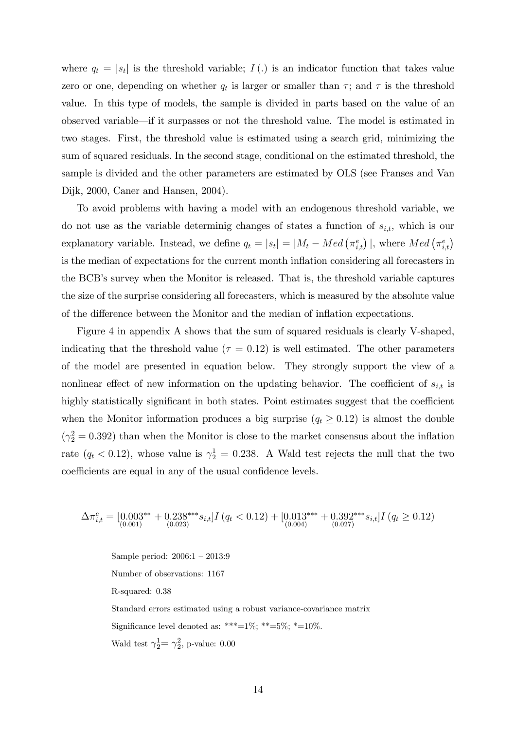where $q_t = |s_t|$ is the threshold variable; $I(.)$ is an indicator function that takes value zero or one, depending on whether $q_t$ is larger or smaller than $\tau$; and $\tau$ is the threshold value. In this type of models, the sample is divided in parts based on the value of an observed variable—if it surpasses or not the threshold value. The model is estimated in two stages. First, the threshold value is estimated using a search grid, minimizing the sum of squared residuals. In the second stage, conditional on the estimated threshold, the sample is divided and the other parameters are estimated by OLS (see Franses and Van Dijk, 2000, Caner and Hansen, 2004).

To avoid problems with having a model with an endogenous threshold variable, we do not use as the variable determinig changes of states a function of $s_{i,t}$, which is our explanatory variable. Instead, we define $q_t = |s_t| = |M_t - Med(\pi^e_{i,t})|$, where $Med(\pi^e_{i,t})$ is the median of expectations for the current month inflation considering all forecasters in the BCB's survey when the Monitor is released. That is, the threshold variable captures the size of the surprise considering all forecasters, which is measured by the absolute value of the difference between the Monitor and the median of inflation expectations.

Figure 4 in appendix A shows that the sum of squared residuals is clearly V-shaped, indicating that the threshold value ($\tau = 0.12$) is well estimated. The other parameters of the model are presented in equation below. They strongly support the view of a nonlinear effect of new information on the updating behavior. The coefficient of $s_{i,t}$ is highly statistically significant in both states. Point estimates suggest that the coefficient when the Monitor information produces a big surprise ($q_t \geq 0.12$) is almost the double ($\gamma^2_2 = 0.392$) than when the Monitor is close to the market consensus about the inflation rate ($q_t < 0.12$), whose value is $\gamma^1_2 = 0.238$. A Wald test rejects the null that the two coefficients are equal in any of the usual confidence levels.

$$\Delta\pi^e_{i,t} = [\underset{(0.001)}{0.003^{**}} + \underset{(0.023)}{0.238^{***}} s_{i,t}] I(q_t < 0.12) + [\underset{(0.004)}{0.013^{***}} + \underset{(0.027)}{0.392^{***}} s_{i,t}] I(q_t \geq 0.12)$$

Sample period: 2006:1 – 2013:9

Number of observations: 1167

R-squared: 0.38

Standard errors estimated using a robust variance-covariance matrix

Significance level denoted as: ***=1%; **=5%; *=10%.

Wald test $\gamma^1_2 = \gamma^2_2$, p-value: 0.00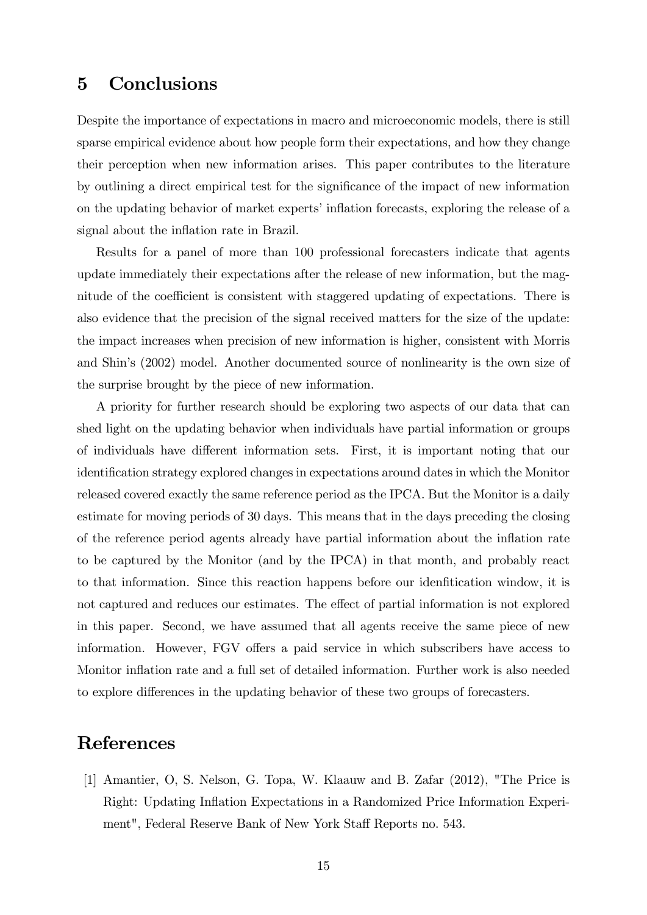## 5 Conclusions

Despite the importance of expectations in macro and microeconomic models, there is still sparse empirical evidence about how people form their expectations, and how they change their perception when new information arises. This paper contributes to the literature by outlining a direct empirical test for the significance of the impact of new information on the updating behavior of market experts' inflation forecasts, exploring the release of a signal about the inflation rate in Brazil.

Results for a panel of more than 100 professional forecasters indicate that agents update immediately their expectations after the release of new information, but the magnitude of the coefficient is consistent with staggered updating of expectations. There is also evidence that the precision of the signal received matters for the size of the update: the impact increases when precision of new information is higher, consistent with Morris and Shin's (2002) model. Another documented source of nonlinearity is the own size of the surprise brought by the piece of new information.

A priority for further research should be exploring two aspects of our data that can shed light on the updating behavior when individuals have partial information or groups of individuals have different information sets. First, it is important noting that our identification strategy explored changes in expectations around dates in which the Monitor released covered exactly the same reference period as the IPCA. But the Monitor is a daily estimate for moving periods of 30 days. This means that in the days preceding the closing of the reference period agents already have partial information about the inflation rate to be captured by the Monitor (and by the IPCA) in that month, and probably react to that information. Since this reaction happens before our idenfitication window, it is not captured and reduces our estimates. The effect of partial information is not explored in this paper. Second, we have assumed that all agents receive the same piece of new information. However, FGV offers a paid service in which subscribers have access to Monitor inflation rate and a full set of detailed information. Further work is also needed to explore differences in the updating behavior of these two groups of forecasters.

## References

[1] Amantier, O, S. Nelson, G. Topa, W. Klaauw and B. Zafar (2012), "The Price is Right: Updating Inflation Expectations in a Randomized Price Information Experiment", Federal Reserve Bank of New York Staff Reports no. 543.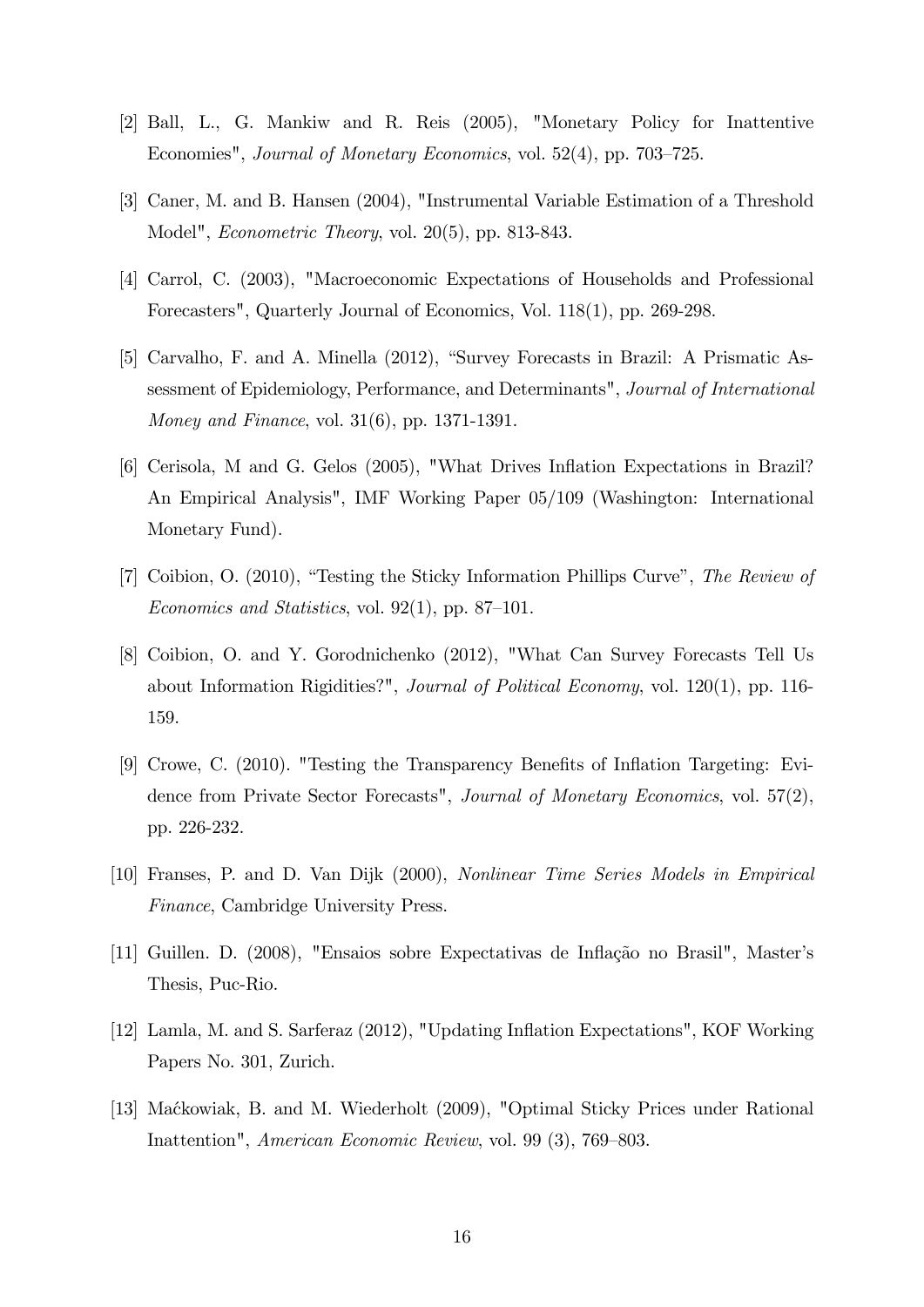[2] Ball, L., G. Mankiw and R. Reis (2005), "Monetary Policy for Inattentive Economies", *Journal of Monetary Economics*, vol. 52(4), pp. 703–725.

[3] Caner, M. and B. Hansen (2004), "Instrumental Variable Estimation of a Threshold Model", *Econometric Theory*, vol. 20(5), pp. 813-843.

[4] Carrol, C. (2003), "Macroeconomic Expectations of Households and Professional Forecasters", Quarterly Journal of Economics, Vol. 118(1), pp. 269-298.

[5] Carvalho, F. and A. Minella (2012), "Survey Forecasts in Brazil: A Prismatic Assessment of Epidemiology, Performance, and Determinants", *Journal of International Money and Finance*, vol. 31(6), pp. 1371-1391.

[6] Cerisola, M and G. Gelos (2005), "What Drives Inflation Expectations in Brazil? An Empirical Analysis", IMF Working Paper 05/109 (Washington: International Monetary Fund).

[7] Coibion, O. (2010), "Testing the Sticky Information Phillips Curve", *The Review of Economics and Statistics*, vol. 92(1), pp. 87–101.

[8] Coibion, O. and Y. Gorodnichenko (2012), "What Can Survey Forecasts Tell Us about Information Rigidities?", *Journal of Political Economy*, vol. 120(1), pp. 116-159.

[9] Crowe, C. (2010). "Testing the Transparency Benefits of Inflation Targeting: Evidence from Private Sector Forecasts", *Journal of Monetary Economics*, vol. 57(2), pp. 226-232.

[10] Franses, P. and D. Van Dijk (2000), *Nonlinear Time Series Models in Empirical Finance*, Cambridge University Press.

[11] Guillen. D. (2008), "Ensaios sobre Expectativas de Inflação no Brasil", Master's Thesis, Puc-Rio.

[12] Lamla, M. and S. Sarferaz (2012), "Updating Inflation Expectations", KOF Working Papers No. 301, Zurich.

[13] Maćkowiak, B. and M. Wiederholt (2009), "Optimal Sticky Prices under Rational Inattention", *American Economic Review*, vol. 99 (3), 769–803.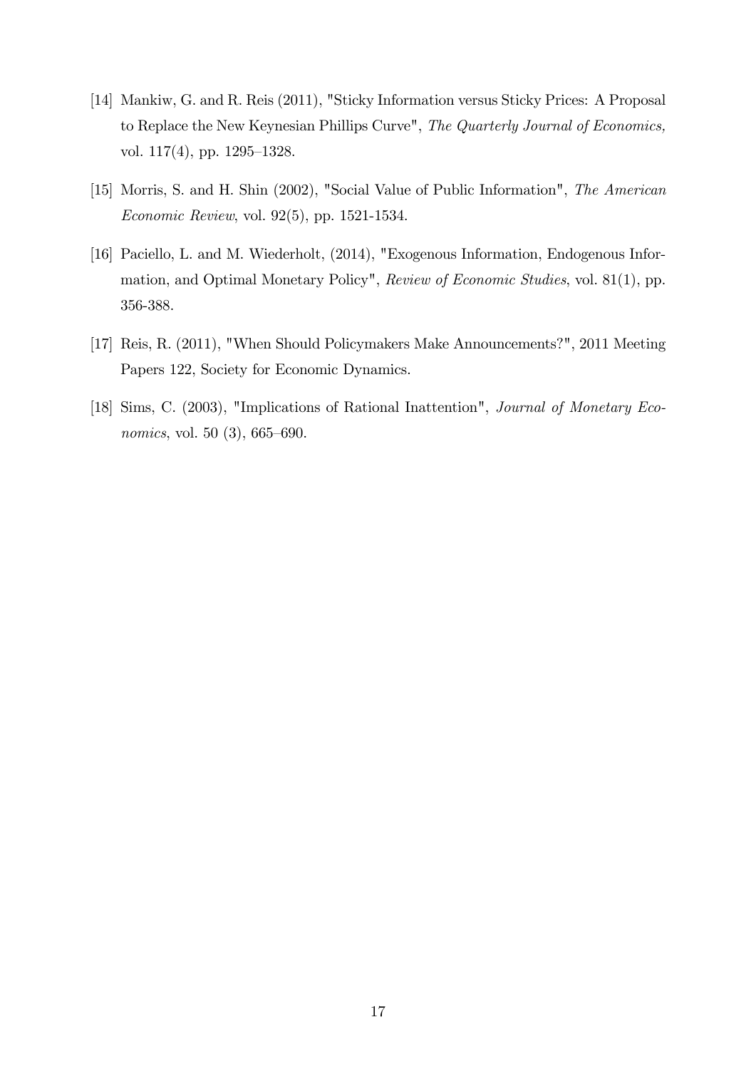[14] Mankiw, G. and R. Reis (2011), "Sticky Information versus Sticky Prices: A Proposal to Replace the New Keynesian Phillips Curve", *The Quarterly Journal of Economics,* vol. 117(4), pp. 1295–1328.

[15] Morris, S. and H. Shin (2002), "Social Value of Public Information", *The American Economic Review*, vol. 92(5), pp. 1521-1534.

[16] Paciello, L. and M. Wiederholt, (2014), "Exogenous Information, Endogenous Information, and Optimal Monetary Policy", *Review of Economic Studies*, vol. 81(1), pp. 356-388.

[17] Reis, R. (2011), "When Should Policymakers Make Announcements?", 2011 Meeting Papers 122, Society for Economic Dynamics.

[18] Sims, C. (2003), "Implications of Rational Inattention", *Journal of Monetary Economics*, vol. 50 (3), 665–690.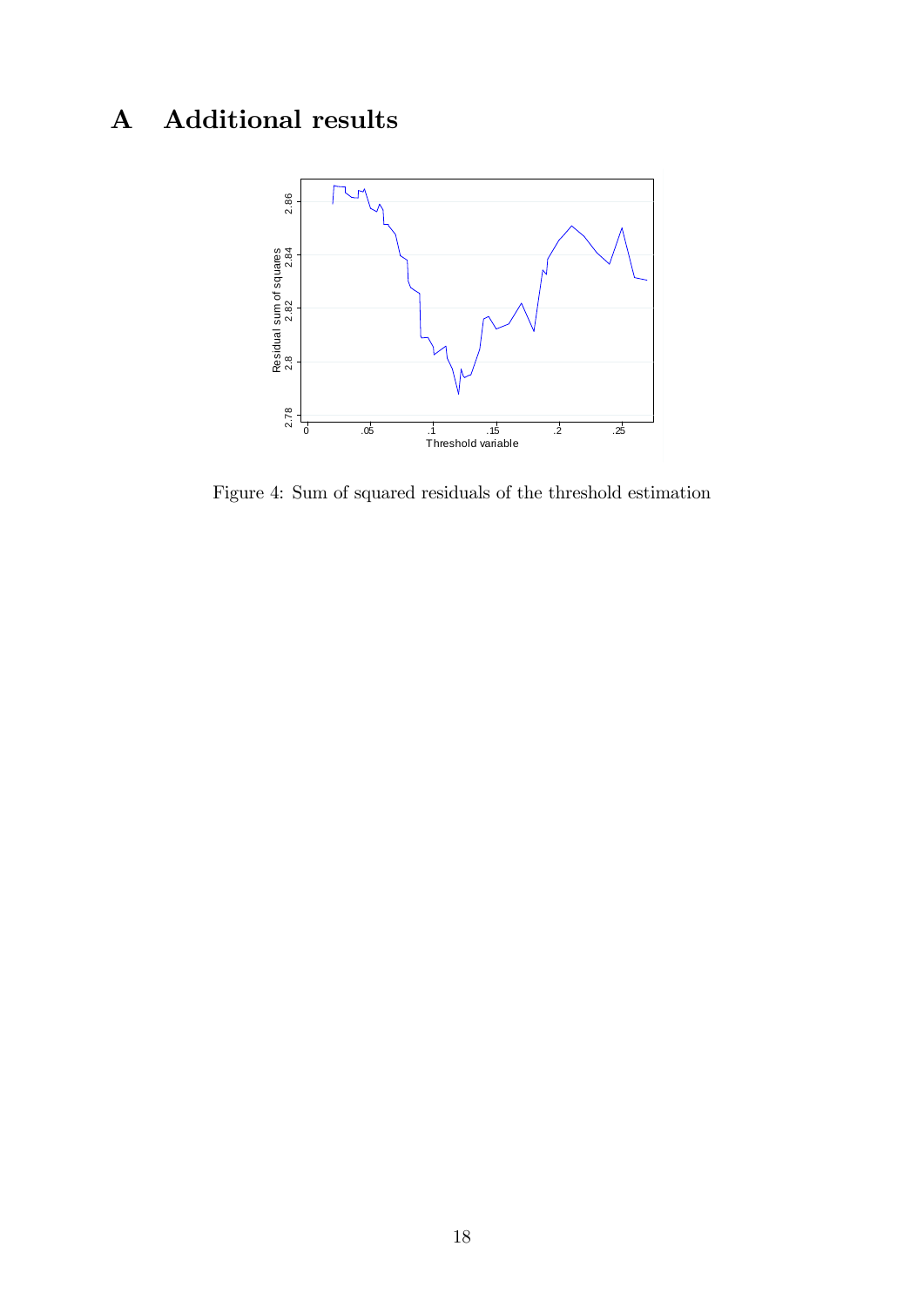# A Additional results

Figure 4: Sum of squared residuals of the threshold estimation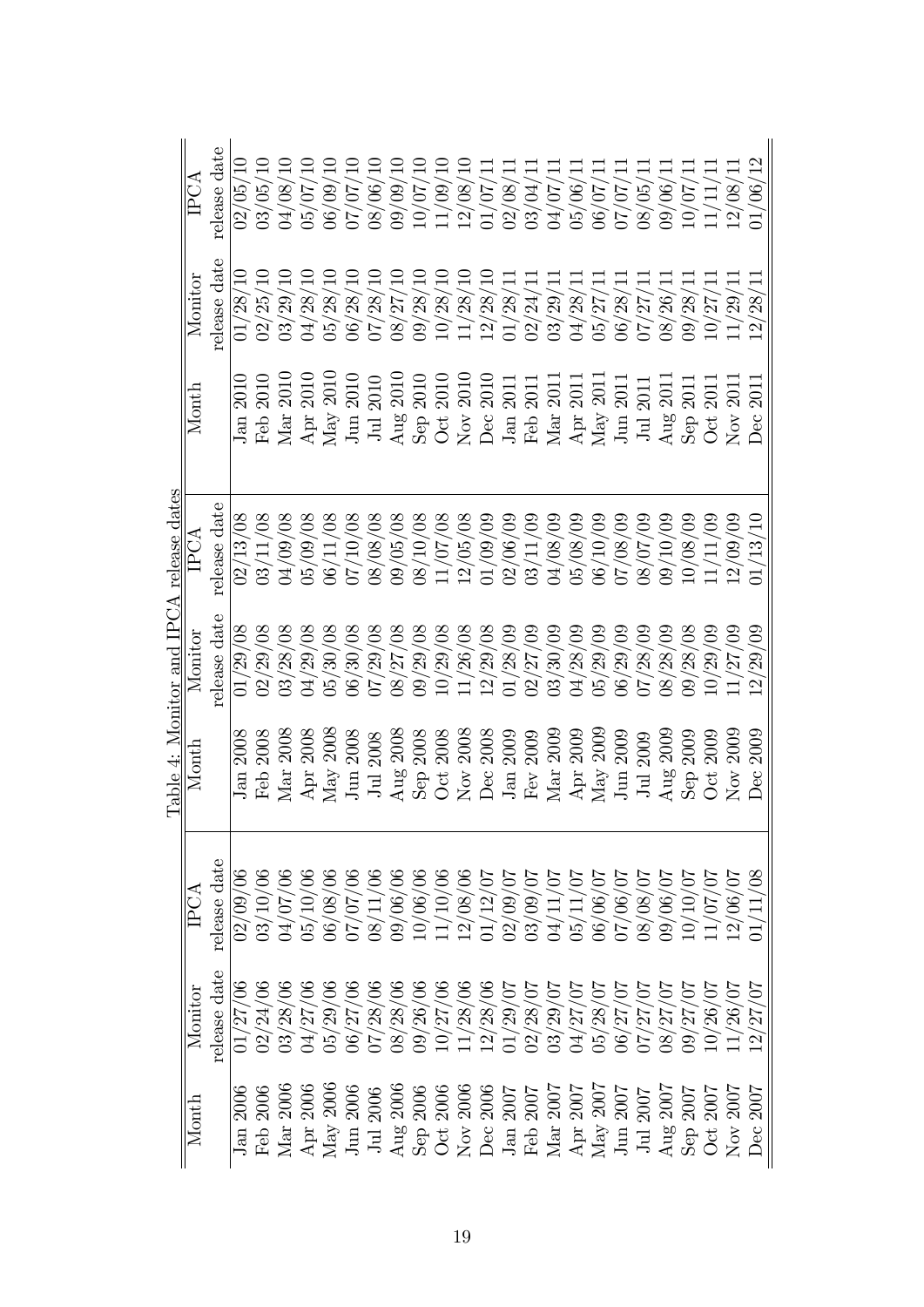Table 4: Monitor and IPCA release dates

| Month | Monitor release date | IPCA release date | Month | Monitor release date | IPCA release date | Month | Monitor release date | IPCA release date |
|---|---|---|---|---|---|---|---|---|
| Jan 2006 | 01/27/06 | 02/09/06 | Jan 2008 | 01/29/08 | 02/13/08 | Jan 2010 | 01/28/10 | 02/05/10 |
| Feb 2006 | 02/24/06 | 03/10/06 | Feb 2008 | 02/29/08 | 03/11/08 | Feb 2010 | 02/25/10 | 03/05/10 |
| Mar 2006 | 03/28/06 | 04/07/06 | Mar 2008 | 03/28/08 | 04/09/08 | Mar 2010 | 03/29/10 | 04/08/10 |
| Apr 2006 | 04/27/06 | 05/10/06 | Apr 2008 | 04/29/08 | 05/09/08 | Apr 2010 | 04/28/10 | 05/07/10 |
| May 2006 | 05/29/06 | 06/08/06 | May 2008 | 05/30/08 | 06/11/08 | May 2010 | 05/28/10 | 06/09/10 |
| Jun 2006 | 06/27/06 | 07/07/06 | Jun 2008 | 06/30/08 | 07/10/08 | Jun 2010 | 06/28/10 | 07/07/10 |
| Jul 2006 | 07/28/06 | 08/11/06 | Jul 2008 | 07/29/08 | 08/08/08 | Jul 2010 | 07/28/10 | 08/06/10 |
| Aug 2006 | 08/28/06 | 09/06/06 | Aug 2008 | 08/27/08 | 09/05/08 | Aug 2010 | 08/27/10 | 09/09/10 |
| Sep 2006 | 09/26/06 | 10/06/06 | Sep 2008 | 09/29/08 | 08/10/08 | Sep 2010 | 09/28/10 | 10/07/10 |
| Oct 2006 | 10/27/06 | 11/10/06 | Oct 2008 | 10/29/08 | 11/07/08 | Oct 2010 | 10/28/10 | 11/09/10 |
| Nov 2006 | 11/28/06 | 12/08/06 | Nov 2008 | 11/26/08 | 12/05/08 | Nov 2010 | 11/28/10 | 12/08/10 |
| Dec 2006 | 12/28/06 | 01/12/07 | Dec 2008 | 12/29/08 | 01/09/09 | Dec 2010 | 12/28/10 | 01/07/11 |
| Jan 2007 | 01/29/07 | 02/09/07 | Jan 2009 | 01/28/09 | 02/06/09 | Jan 2011 | 01/28/11 | 02/08/11 |
| Feb 2007 | 02/28/07 | 03/09/07 | Fev 2009 | 02/27/09 | 03/11/09 | Feb 2011 | 02/24/11 | 03/04/11 |
| Mar 2007 | 03/29/07 | 04/11/07 | Mar 2009 | 03/30/09 | 04/08/09 | Mar 2011 | 03/29/11 | 04/07/11 |
| Apr 2007 | 04/27/07 | 05/11/07 | Apr 2009 | 04/28/09 | 05/08/09 | Apr 2011 | 04/28/11 | 05/06/11 |
| May 2007 | 05/28/07 | 06/06/07 | May 2009 | 05/29/09 | 06/10/09 | May 2011 | 05/27/11 | 06/07/11 |
| Jun 2007 | 06/27/07 | 07/06/07 | Jun 2009 | 06/29/09 | 07/08/09 | Jun 2011 | 06/28/11 | 07/07/11 |
| Jul 2007 | 07/27/07 | 08/08/07 | Jul 2009 | 07/28/09 | 08/07/09 | Jul 2011 | 07/27/11 | 08/05/11 |
| Aug 2007 | 08/27/07 | 09/06/07 | Aug 2009 | 08/28/09 | 09/10/09 | Aug 2011 | 08/26/11 | 09/06/11 |
| Sep 2007 | 09/27/07 | 10/10/07 | Sep 2009 | 09/28/08 | 10/08/09 | Sep 2011 | 09/28/11 | 10/07/11 |
| Oct 2007 | 10/26/07 | 11/07/07 | Oct 2009 | 10/29/09 | 11/11/09 | Oct 2011 | 10/27/11 | 11/11/11 |
| Nov 2007 | 11/26/07 | 12/06/07 | Nov 2009 | 11/27/09 | 12/09/09 | Nov 2011 | 11/29/11 | 12/08/11 |
| Dec 2007 | 12/27/07 | 01/11/08 | Dec 2009 | 12/29/09 | 01/13/10 | Dec 2011 | 12/28/11 | 01/06/12 |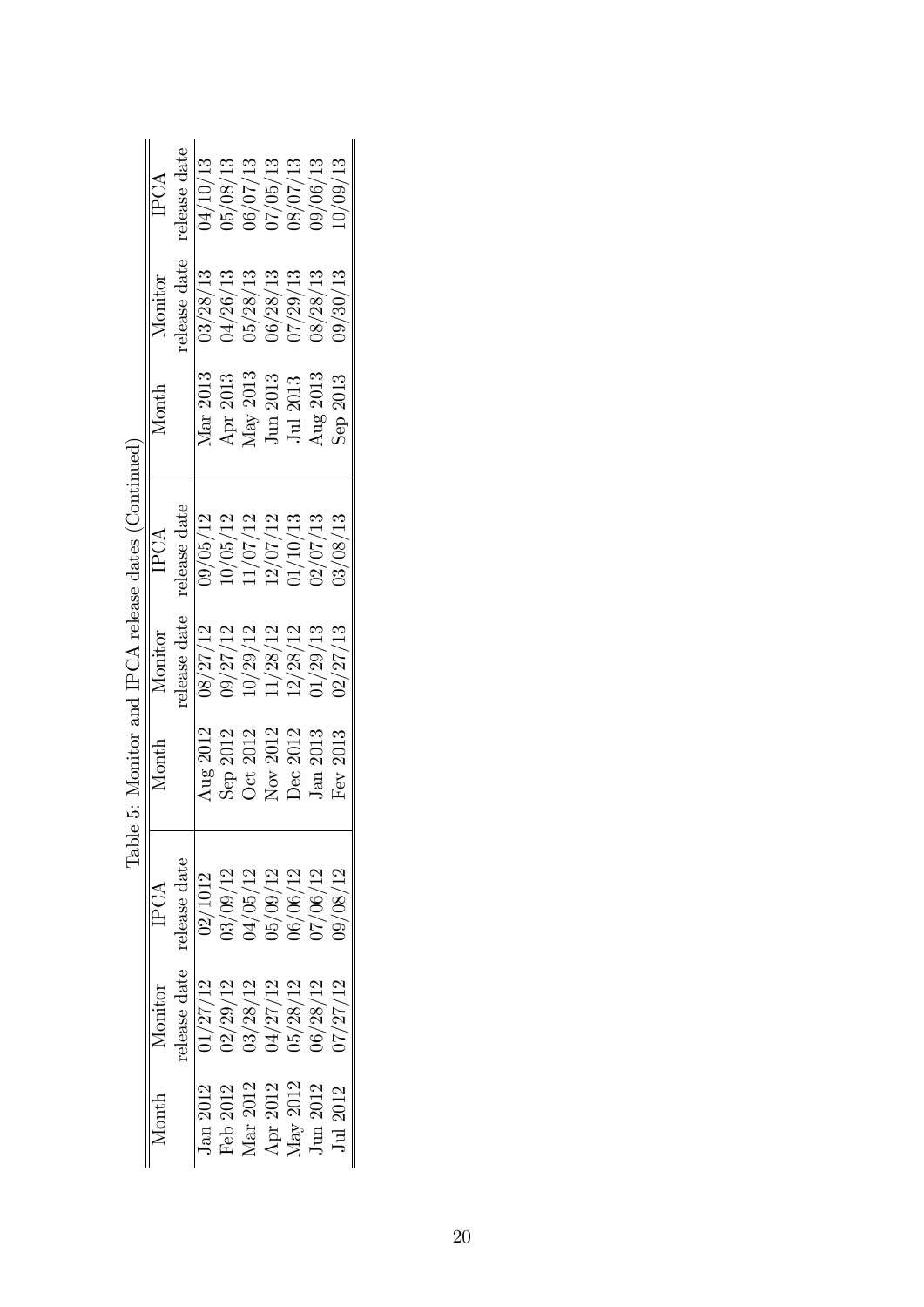Table 5: Monitor and IPCA release dates (Continued)

| Month | Monitor release date | IPCA release date | Month | Monitor release date | IPCA release date | Month | Monitor release date | IPCA release date |
|---|---|---|---|---|---|---|---|---|
| Jan 2012 | 01/27/12 | 02/1012 | Aug 2012 | 08/27/12 | 09/05/12 | Mar 2013 | 03/28/13 | 04/10/13 |
| Feb 2012 | 02/29/12 | 03/09/12 | Sep 2012 | 09/27/12 | 10/05/12 | Apr 2013 | 04/26/13 | 05/08/13 |
| Mar 2012 | 03/28/12 | 04/05/12 | Oct 2012 | 10/29/12 | 11/07/12 | May 2013 | 05/28/13 | 06/07/13 |
| Apr 2012 | 04/27/12 | 05/09/12 | Nov 2012 | 11/28/12 | 12/07/12 | Jun 2013 | 06/28/13 | 07/05/13 |
| May 2012 | 05/28/12 | 06/06/12 | Dec 2012 | 12/28/12 | 01/10/13 | Jul 2013 | 07/29/13 | 08/07/13 |
| Jun 2012 | 06/28/12 | 07/06/12 | Jan 2013 | 01/29/13 | 02/07/13 | Aug 2013 | 08/28/13 | 09/06/13 |
| Jul 2012 | 07/27/12 | 09/08/12 | Fev 2013 | 02/27/13 | 03/08/13 | Sep 2013 | 09/30/13 | 10/09/13 |